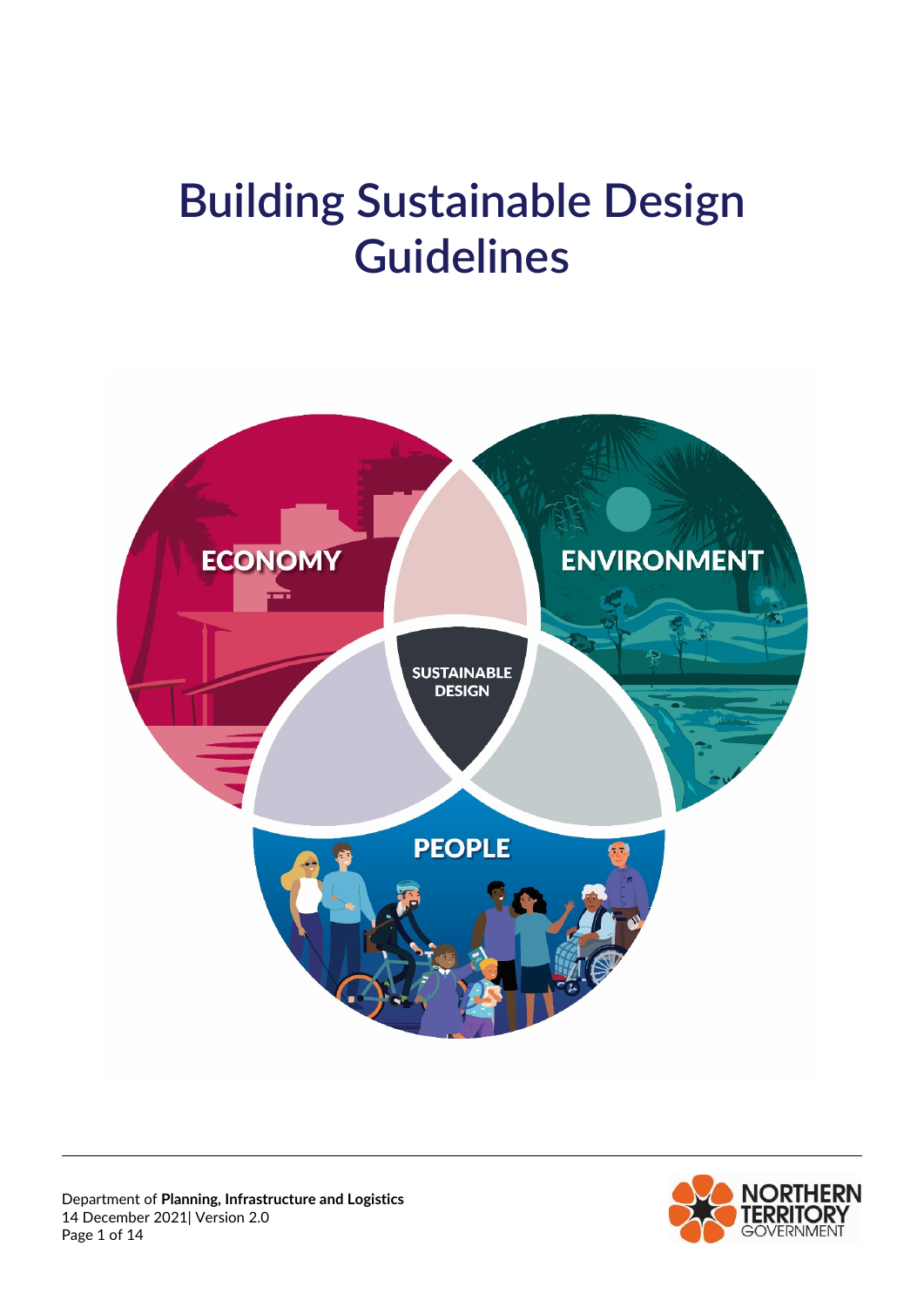# Building Sustainable Design Guidelines

ECONOMY

ENVIRONMENT

SUSTAINABLE DESIGN

PEOPLE

Department of **Planning, Infrastructure and Logistics**
14 December 2021| Version 2.0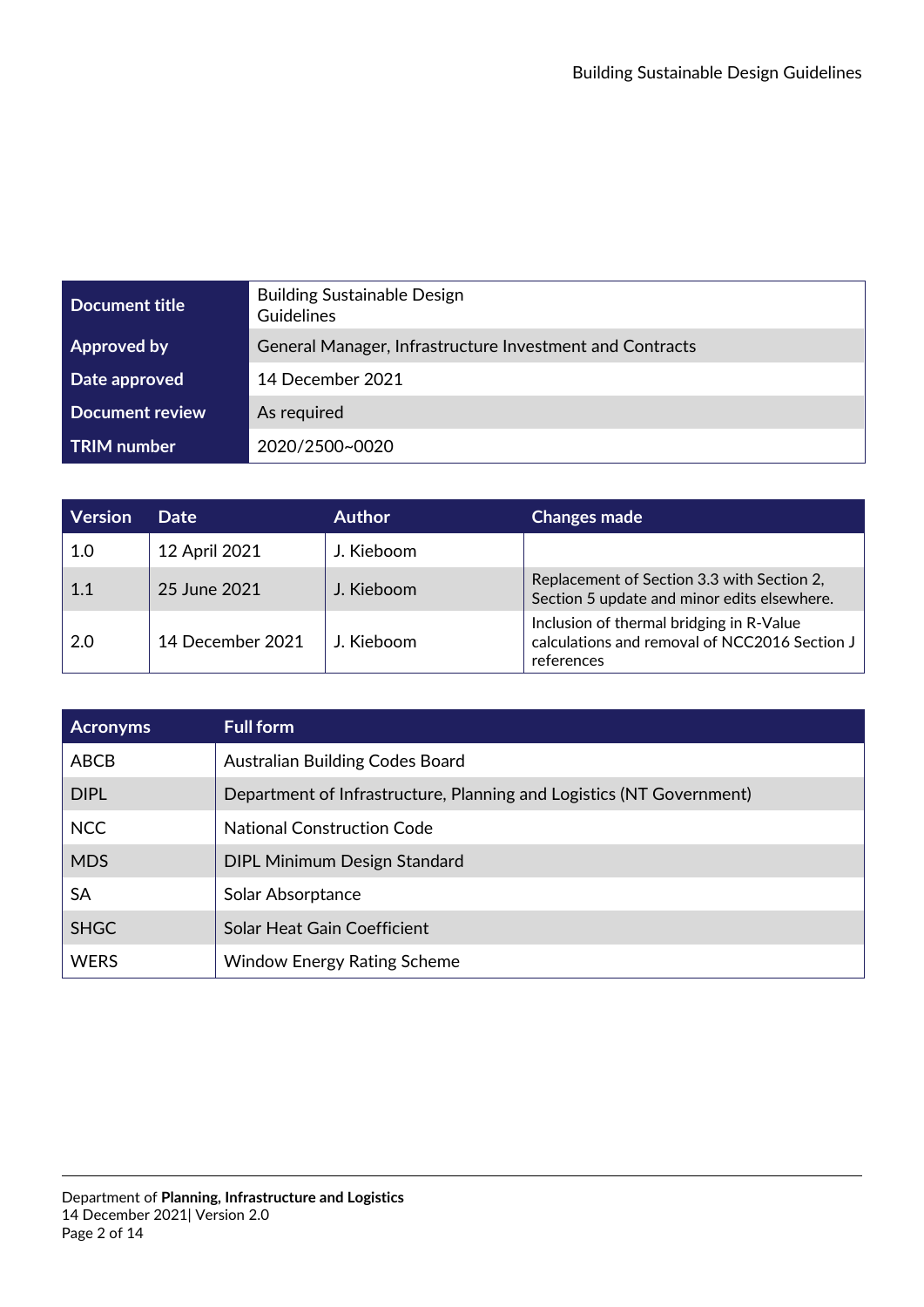| Document title | Building Sustainable Design Guidelines |
|---|---|
| Approved by | General Manager, Infrastructure Investment and Contracts |
| Date approved | 14 December 2021 |
| Document review | As required |
| TRIM number | 2020/2500~0020 |

| Version | Date | Author | Changes made |
|---|---|---|---|
| 1.0 | 12 April 2021 | J. Kieboom | |
| 1.1 | 25 June 2021 | J. Kieboom | Replacement of Section 3.3 with Section 2, Section 5 update and minor edits elsewhere. |
| 2.0 | 14 December 2021 | J. Kieboom | Inclusion of thermal bridging in R-Value calculations and removal of NCC2016 Section J references |

| Acronyms | Full form |
|---|---|
| ABCB | Australian Building Codes Board |
| DIPL | Department of Infrastructure, Planning and Logistics (NT Government) |
| NCC | National Construction Code |
| MDS | DIPL Minimum Design Standard |
| SA | Solar Absorptance |
| SHGC | Solar Heat Gain Coefficient |
| WERS | Window Energy Rating Scheme |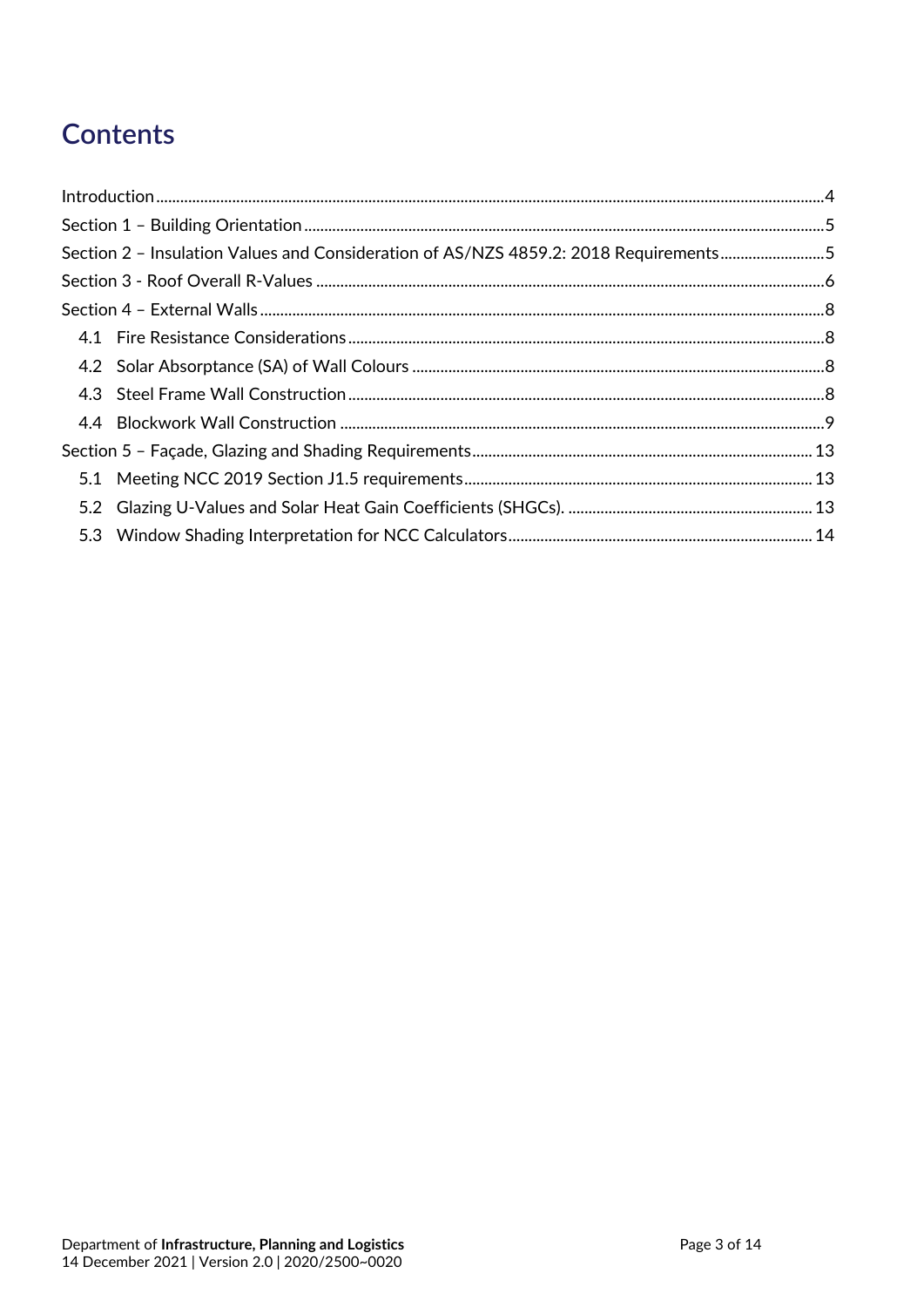# Contents

Introduction ..... 4
Section 1 – Building Orientation ..... 5
Section 2 – Insulation Values and Consideration of AS/NZS 4859.2: 2018 Requirements ..... 5
Section 3 - Roof Overall R-Values ..... 6
Section 4 – External Walls ..... 8
  4.1 Fire Resistance Considerations ..... 8
  4.2 Solar Absorptance (SA) of Wall Colours ..... 8
  4.3 Steel Frame Wall Construction ..... 8
  4.4 Blockwork Wall Construction ..... 9
Section 5 – Façade, Glazing and Shading Requirements ..... 13
  5.1 Meeting NCC 2019 Section J1.5 requirements ..... 13
  5.2 Glazing U-Values and Solar Heat Gain Coefficients (SHGCs). ..... 13
  5.3 Window Shading Interpretation for NCC Calculators ..... 14

Department of **Infrastructure, Planning and Logistics**
14 December 2021 | Version 2.0 | 2020/2500~0020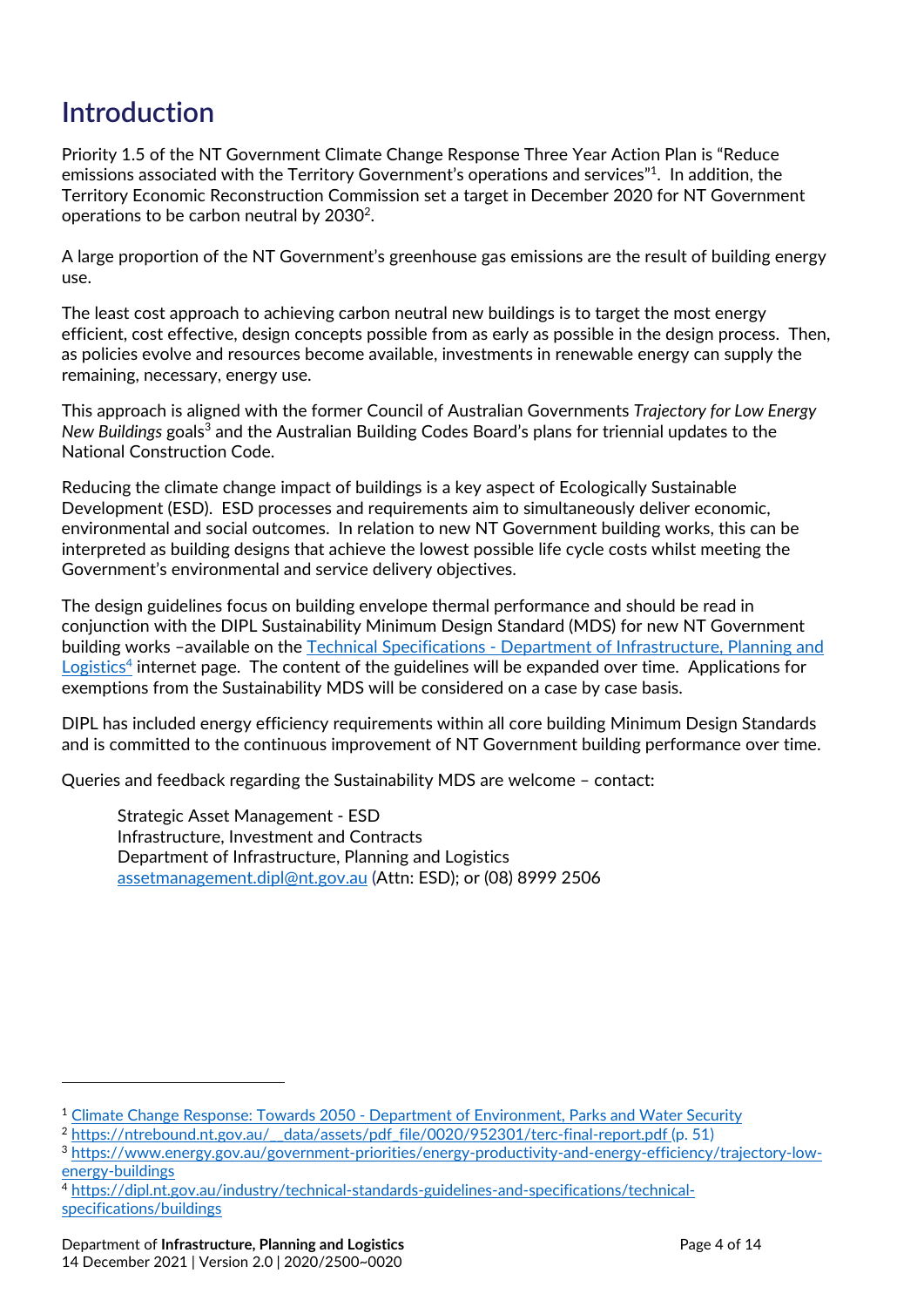# Introduction

Priority 1.5 of the NT Government Climate Change Response Three Year Action Plan is "Reduce emissions associated with the Territory Government's operations and services"[1]. In addition, the Territory Economic Reconstruction Commission set a target in December 2020 for NT Government operations to be carbon neutral by 2030[2].

A large proportion of the NT Government's greenhouse gas emissions are the result of building energy use.

The least cost approach to achieving carbon neutral new buildings is to target the most energy efficient, cost effective, design concepts possible from as early as possible in the design process. Then, as policies evolve and resources become available, investments in renewable energy can supply the remaining, necessary, energy use.

This approach is aligned with the former Council of Australian Governments *Trajectory for Low Energy New Buildings* goals[3] and the Australian Building Codes Board's plans for triennial updates to the National Construction Code.

Reducing the climate change impact of buildings is a key aspect of Ecologically Sustainable Development (ESD). ESD processes and requirements aim to simultaneously deliver economic, environmental and social outcomes. In relation to new NT Government building works, this can be interpreted as building designs that achieve the lowest possible life cycle costs whilst meeting the Government's environmental and service delivery objectives.

The design guidelines focus on building envelope thermal performance and should be read in conjunction with the DIPL Sustainability Minimum Design Standard (MDS) for new NT Government building works –available on the [Technical Specifications - Department of Infrastructure, Planning and Logistics](https://dipl.nt.gov.au/industry/technical-standards-guidelines-and-specifications/technical-specifications/buildings)[4] internet page. The content of the guidelines will be expanded over time. Applications for exemptions from the Sustainability MDS will be considered on a case by case basis.

DIPL has included energy efficiency requirements within all core building Minimum Design Standards and is committed to the continuous improvement of NT Government building performance over time.

Queries and feedback regarding the Sustainability MDS are welcome – contact:

> Strategic Asset Management - ESD
> Infrastructure, Investment and Contracts
> Department of Infrastructure, Planning and Logistics
> assetmanagement.dipl@nt.gov.au (Attn: ESD); or (08) 8999 2506

---

[1] Climate Change Response: Towards 2050 - Department of Environment, Parks and Water Security

[2] https://ntrebound.nt.gov.au/__data/assets/pdf_file/0020/952301/terc-final-report.pdf (p. 51)

[3] https://www.energy.gov.au/government-priorities/energy-productivity-and-energy-efficiency/trajectory-low-energy-buildings

[4] https://dipl.nt.gov.au/industry/technical-standards-guidelines-and-specifications/technical-specifications/buildings

Department of **Infrastructure, Planning and Logistics**
14 December 2021 | Version 2.0 | 2020/2500~0020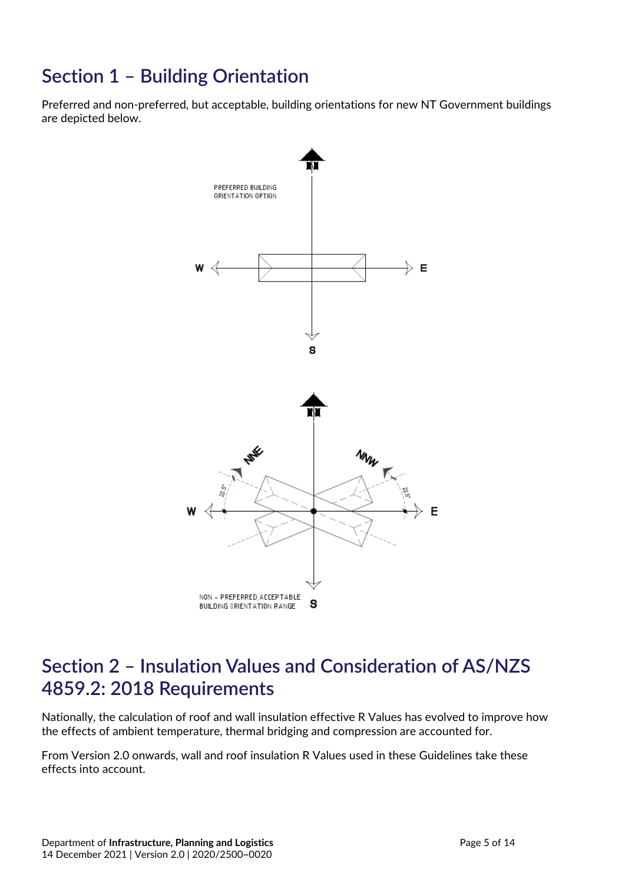## Section 1 – Building Orientation

Preferred and non-preferred, but acceptable, building orientations for new NT Government buildings are depicted below.

PREFERRED BUILDING ORIENTATION OPTION

NON – PREFERRED, ACCEPTABLE BUILDING ORIENTATION RANGE

## Section 2 – Insulation Values and Consideration of AS/NZS 4859.2: 2018 Requirements

Nationally, the calculation of roof and wall insulation effective R Values has evolved to improve how the effects of ambient temperature, thermal bridging and compression are accounted for.

From Version 2.0 onwards, wall and roof insulation R Values used in these Guidelines take these effects into account.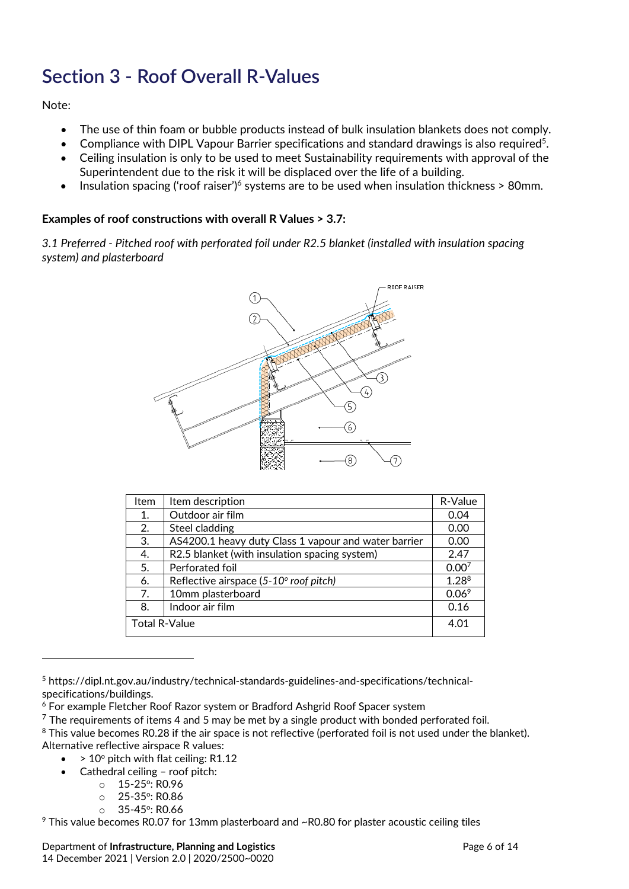# Section 3 - Roof Overall R-Values

Note:

- The use of thin foam or bubble products instead of bulk insulation blankets does not comply.
- Compliance with DIPL Vapour Barrier specifications and standard drawings is also required[5].
- Ceiling insulation is only to be used to meet Sustainability requirements with approval of the Superintendent due to the risk it will be displaced over the life of a building.
- Insulation spacing ('roof raiser')[6] systems are to be used when insulation thickness > 80mm.

**Examples of roof constructions with overall R Values > 3.7:**

*3.1 Preferred - Pitched roof with perforated foil under R2.5 blanket (installed with insulation spacing system) and plasterboard*

| Item | Item description | R-Value |
|---|---|---|
| 1. | Outdoor air film | 0.04 |
| 2. | Steel cladding | 0.00 |
| 3. | AS4200.1 heavy duty Class 1 vapour and water barrier | 0.00 |
| 4. | R2.5 blanket (with insulation spacing system) | 2.47 |
| 5. | Perforated foil | 0.00[7] |
| 6. | Reflective airspace (*5-10° roof pitch*) | 1.28[8] |
| 7. | 10mm plasterboard | 0.06[9] |
| 8. | Indoor air film | 0.16 |
| Total R-Value | | 4.01 |

---

[5] https://dipl.nt.gov.au/industry/technical-standards-guidelines-and-specifications/technical-specifications/buildings.

[6] For example Fletcher Roof Razor system or Bradford Ashgrid Roof Spacer system

[7] The requirements of items 4 and 5 may be met by a single product with bonded perforated foil.

[8] This value becomes R0.28 if the air space is not reflective (perforated foil is not used under the blanket). Alternative reflective airspace R values:

- > 10° pitch with flat ceiling: R1.12
- Cathedral ceiling – roof pitch:
  - 15-25°: R0.96
  - 25-35°: R0.86
  - 35-45°: R0.66

[9] This value becomes R0.07 for 13mm plasterboard and ~R0.80 for plaster acoustic ceiling tiles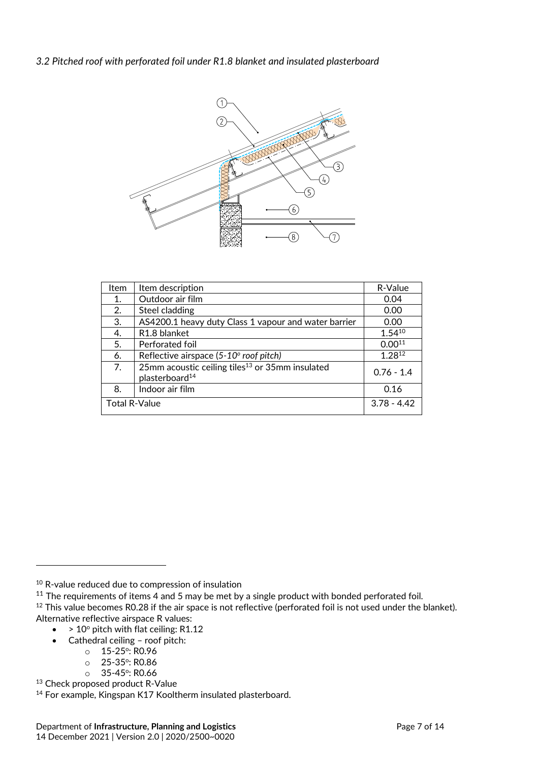*3.2 Pitched roof with perforated foil under R1.8 blanket and insulated plasterboard*

| Item | Item description | R-Value |
|---|---|---|
| 1. | Outdoor air film | 0.04 |
| 2. | Steel cladding | 0.00 |
| 3. | AS4200.1 heavy duty Class 1 vapour and water barrier | 0.00 |
| 4. | R1.8 blanket | 1.54[10] |
| 5. | Perforated foil | 0.00[11] |
| 6. | Reflective airspace (*5-10° roof pitch*) | 1.28[12] |
| 7. | 25mm acoustic ceiling tiles[13] or 35mm insulated plasterboard[14] | 0.76 - 1.4 |
| 8. | Indoor air film | 0.16 |
| Total R-Value | | 3.78 - 4.42 |

---

[10] R-value reduced due to compression of insulation

[11] The requirements of items 4 and 5 may be met by a single product with bonded perforated foil.

[12] This value becomes R0.28 if the air space is not reflective (perforated foil is not used under the blanket). Alternative reflective airspace R values:

- > 10° pitch with flat ceiling: R1.12
- Cathedral ceiling – roof pitch:
  - 15-25°: R0.96
  - 25-35°: R0.86
  - 35-45°: R0.66

[13] Check proposed product R-Value

[14] For example, Kingspan K17 Kooltherm insulated plasterboard.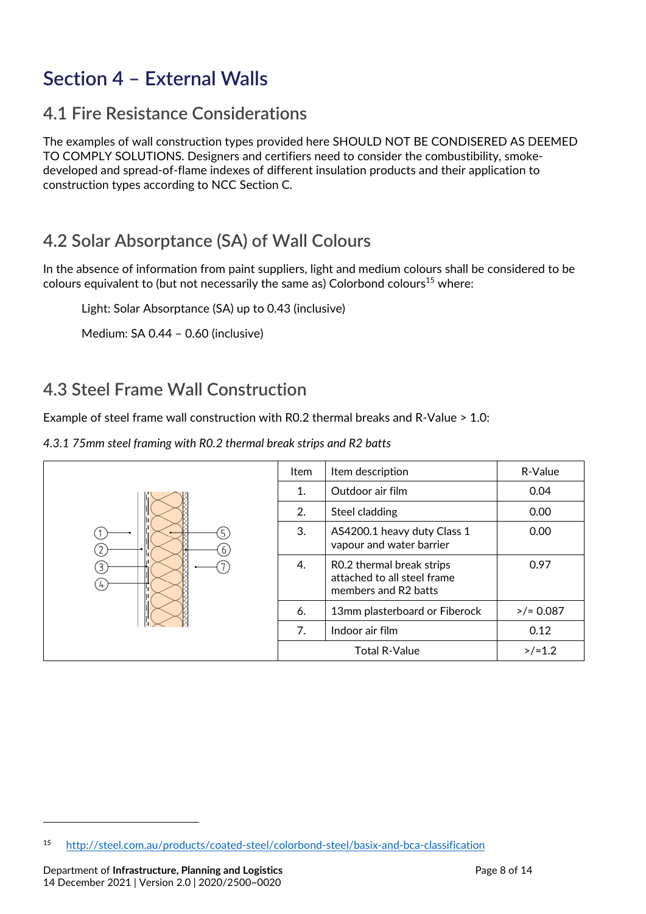# Section 4 – External Walls

## 4.1 Fire Resistance Considerations

The examples of wall construction types provided here SHOULD NOT BE CONDISERED AS DEEMED TO COMPLY SOLUTIONS. Designers and certifiers need to consider the combustibility, smoke-developed and spread-of-flame indexes of different insulation products and their application to construction types according to NCC Section C.

## 4.2 Solar Absorptance (SA) of Wall Colours

In the absence of information from paint suppliers, light and medium colours shall be considered to be colours equivalent to (but not necessarily the same as) Colorbond colours[15] where:

Light: Solar Absorptance (SA) up to 0.43 (inclusive)

Medium: SA 0.44 – 0.60 (inclusive)

## 4.3 Steel Frame Wall Construction

Example of steel frame wall construction with R0.2 thermal breaks and R-Value > 1.0:

*4.3.1 75mm steel framing with R0.2 thermal break strips and R2 batts*

| Item | Item description | R-Value |
|---|---|---|
| 1. | Outdoor air film | 0.04 |
| 2. | Steel cladding | 0.00 |
| 3. | AS4200.1 heavy duty Class 1 vapour and water barrier | 0.00 |
| 4. | R0.2 thermal break strips attached to all steel frame members and R2 batts | 0.97 |
| 6. | 13mm plasterboard or Fiberock | >/= 0.087 |
| 7. | Indoor air film | 0.12 |
| Total R-Value | | >/=1.2 |

[15] http://steel.com.au/products/coated-steel/colorbond-steel/basix-and-bca-classification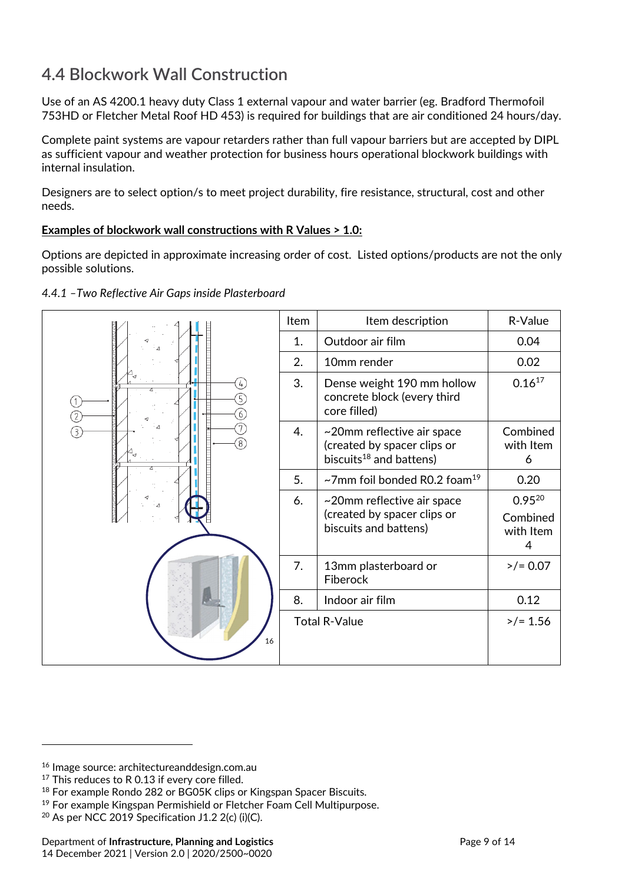## 4.4 Blockwork Wall Construction

Use of an AS 4200.1 heavy duty Class 1 external vapour and water barrier (eg. Bradford Thermofoil 753HD or Fletcher Metal Roof HD 453) is required for buildings that are air conditioned 24 hours/day.

Complete paint systems are vapour retarders rather than full vapour barriers but are accepted by DIPL as sufficient vapour and weather protection for business hours operational blockwork buildings with internal insulation.

Designers are to select option/s to meet project durability, fire resistance, structural, cost and other needs.

**Examples of blockwork wall constructions with R Values > 1.0:**

Options are depicted in approximate increasing order of cost. Listed options/products are not the only possible solutions.

*4.4.1 –Two Reflective Air Gaps inside Plasterboard*

| Item | Item description | R-Value |
|---|---|---|
| 1. | Outdoor air film | 0.04 |
| 2. | 10mm render | 0.02 |
| 3. | Dense weight 190 mm hollow concrete block (every third core filled) | 0.16[17] |
| 4. | ~20mm reflective air space (created by spacer clips or biscuits[18] and battens) | Combined with Item 6 |
| 5. | ~7mm foil bonded R0.2 foam[19] | 0.20 |
| 6. | ~20mm reflective air space (created by spacer clips or biscuits and battens) | 0.95[20] Combined with Item 4 |
| 7. | 13mm plasterboard or Fiberock | >/= 0.07 |
| 8. | Indoor air film | 0.12 |
| Total R-Value | | >/= 1.56 |

---

[16] Image source: architectureanddesign.com.au

[17] This reduces to R 0.13 if every core filled.

[18] For example Rondo 282 or BG05K clips or Kingspan Spacer Biscuits.

[19] For example Kingspan Permishield or Fletcher Foam Cell Multipurpose.

[20] As per NCC 2019 Specification J1.2 2(c) (i)(C).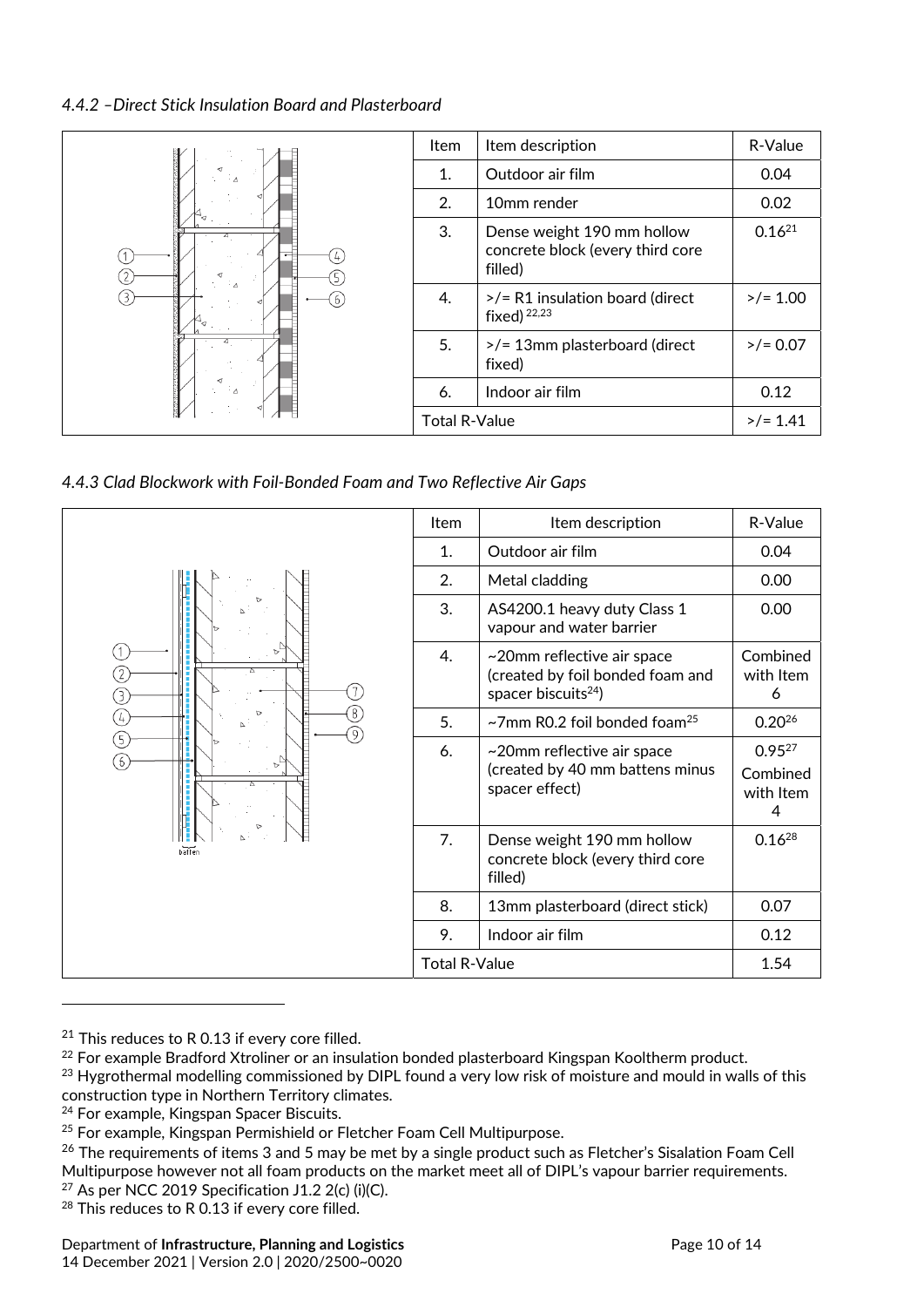### *4.4.2 –Direct Stick Insulation Board and Plasterboard*

| Item | Item description | R-Value |
|---|---|---|
| 1. | Outdoor air film | 0.04 |
| 2. | 10mm render | 0.02 |
| 3. | Dense weight 190 mm hollow concrete block (every third core filled) | 0.16[21] |
| 4. | >/= R1 insulation board (direct fixed) [22,23] | >/= 1.00 |
| 5. | >/= 13mm plasterboard (direct fixed) | >/= 0.07 |
| 6. | Indoor air film | 0.12 |
| Total R-Value | | >/= 1.41 |

### *4.4.3 Clad Blockwork with Foil-Bonded Foam and Two Reflective Air Gaps*

| Item | Item description | R-Value |
|---|---|---|
| 1. | Outdoor air film | 0.04 |
| 2. | Metal cladding | 0.00 |
| 3. | AS4200.1 heavy duty Class 1 vapour and water barrier | 0.00 |
| 4. | ~20mm reflective air space (created by foil bonded foam and spacer biscuits[24]) | Combined with Item 6 |
| 5. | ~7mm R0.2 foil bonded foam[25] | 0.20[26] |
| 6. | ~20mm reflective air space (created by 40 mm battens minus spacer effect) | 0.95[27] Combined with Item 4 |
| 7. | Dense weight 190 mm hollow concrete block (every third core filled) | 0.16[28] |
| 8. | 13mm plasterboard (direct stick) | 0.07 |
| 9. | Indoor air film | 0.12 |
| Total R-Value | | 1.54 |

---

[21] This reduces to R 0.13 if every core filled.

[22] For example Bradford Xtroliner or an insulation bonded plasterboard Kingspan Kooltherm product.

[23] Hygrothermal modelling commissioned by DIPL found a very low risk of moisture and mould in walls of this construction type in Northern Territory climates.

[24] For example, Kingspan Spacer Biscuits.

[25] For example, Kingspan Permishield or Fletcher Foam Cell Multipurpose.

[26] The requirements of items 3 and 5 may be met by a single product such as Fletcher's Sisalation Foam Cell Multipurpose however not all foam products on the market meet all of DIPL's vapour barrier requirements.

[27] As per NCC 2019 Specification J1.2 2(c) (i)(C).

[28] This reduces to R 0.13 if every core filled.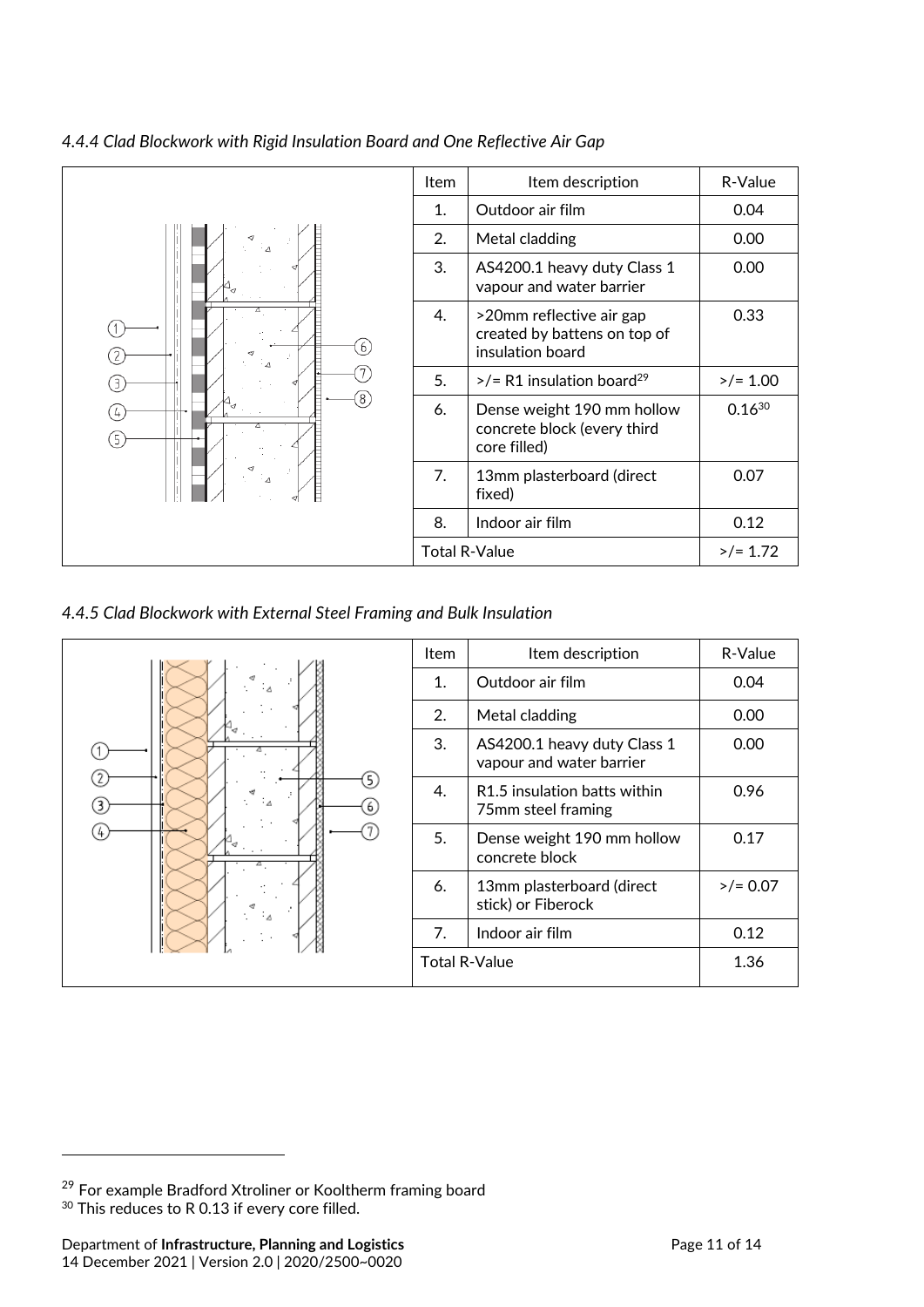*4.4.4 Clad Blockwork with Rigid Insulation Board and One Reflective Air Gap*

| Item | Item description | R-Value |
|---|---|---|
| 1. | Outdoor air film | 0.04 |
| 2. | Metal cladding | 0.00 |
| 3. | AS4200.1 heavy duty Class 1 vapour and water barrier | 0.00 |
| 4. | >20mm reflective air gap created by battens on top of insulation board | 0.33 |
| 5. | >/= R1 insulation board[29] | >/= 1.00 |
| 6. | Dense weight 190 mm hollow concrete block (every third core filled) | 0.16[30] |
| 7. | 13mm plasterboard (direct fixed) | 0.07 |
| 8. | Indoor air film | 0.12 |
| Total R-Value | | >/= 1.72 |

*4.4.5 Clad Blockwork with External Steel Framing and Bulk Insulation*

| Item | Item description | R-Value |
|---|---|---|
| 1. | Outdoor air film | 0.04 |
| 2. | Metal cladding | 0.00 |
| 3. | AS4200.1 heavy duty Class 1 vapour and water barrier | 0.00 |
| 4. | R1.5 insulation batts within 75mm steel framing | 0.96 |
| 5. | Dense weight 190 mm hollow concrete block | 0.17 |
| 6. | 13mm plasterboard (direct stick) or Fiberock | >/= 0.07 |
| 7. | Indoor air film | 0.12 |
| Total R-Value | | 1.36 |

[29] For example Bradford Xtroliner or Kooltherm framing board

[30] This reduces to R 0.13 if every core filled.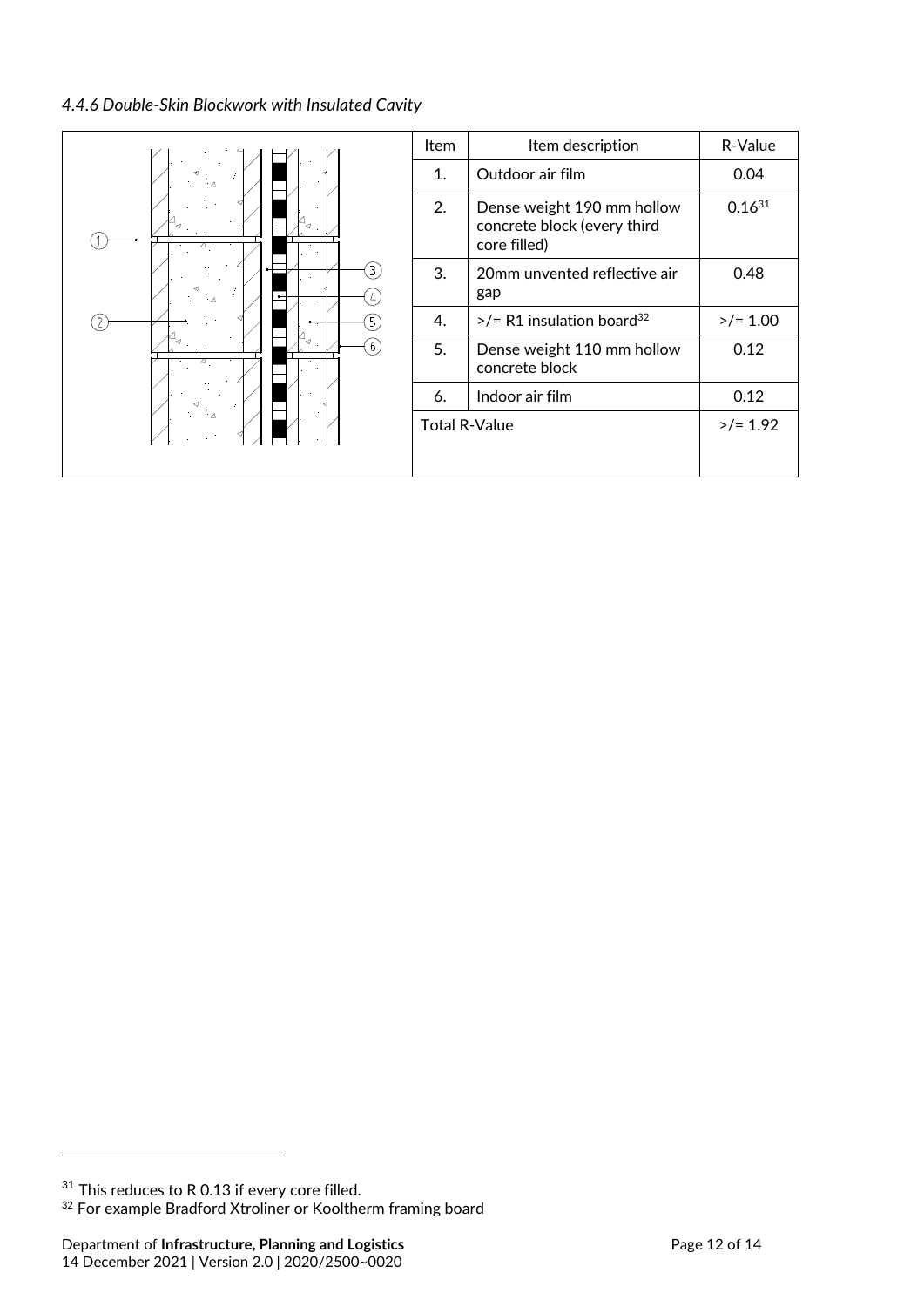*4.4.6 Double-Skin Blockwork with Insulated Cavity*

| Item | Item description | R-Value |
|---|---|---|
| 1. | Outdoor air film | 0.04 |
| 2. | Dense weight 190 mm hollow concrete block (every third core filled) | 0.16[31] |
| 3. | 20mm unvented reflective air gap | 0.48 |
| 4. | >/= R1 insulation board[32] | >/= 1.00 |
| 5. | Dense weight 110 mm hollow concrete block | 0.12 |
| 6. | Indoor air film | 0.12 |
| Total R-Value | | >/= 1.92 |

[31] This reduces to R 0.13 if every core filled.

[32] For example Bradford Xtroliner or Kooltherm framing board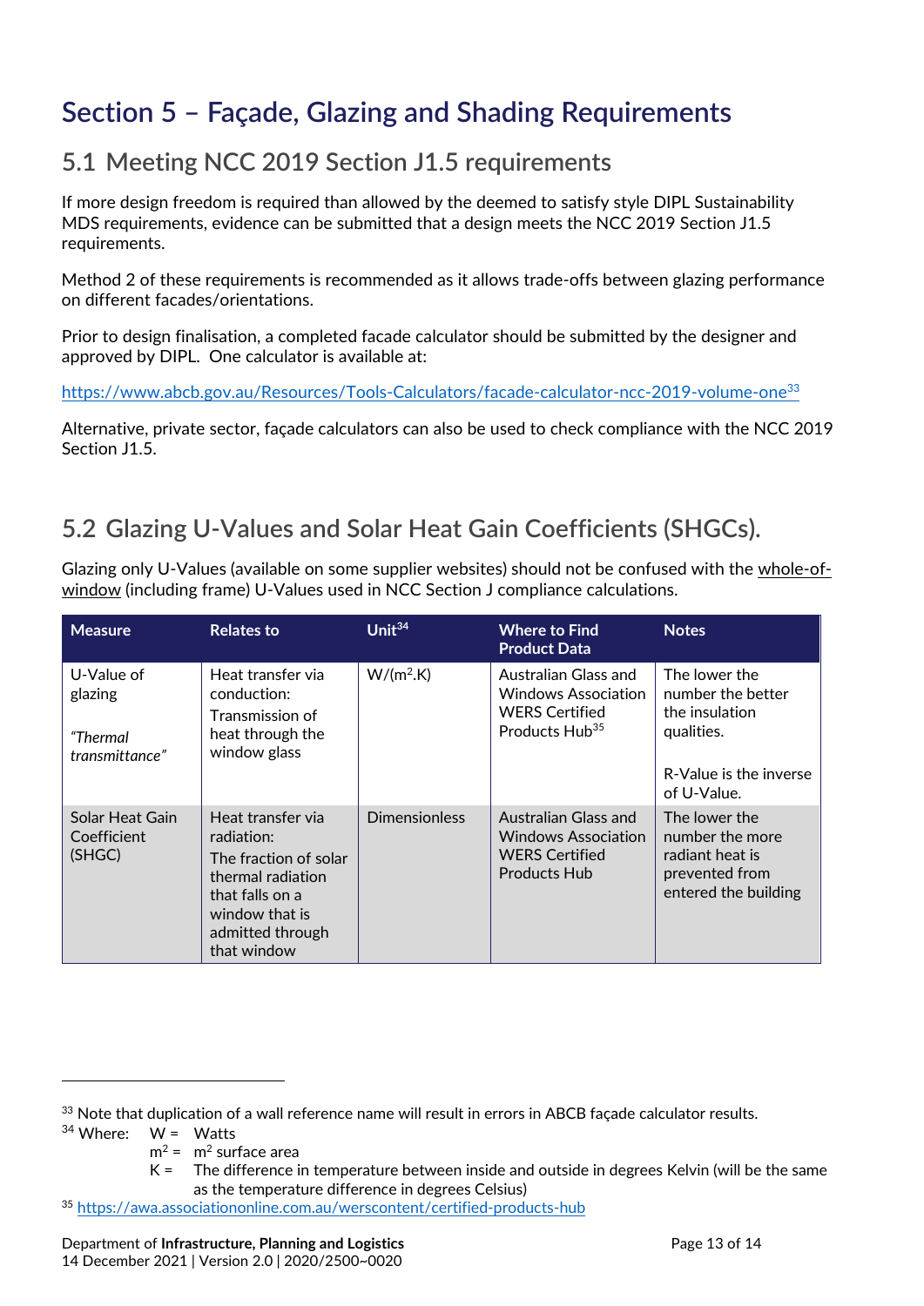# Section 5 – Façade, Glazing and Shading Requirements

## 5.1 Meeting NCC 2019 Section J1.5 requirements

If more design freedom is required than allowed by the deemed to satisfy style DIPL Sustainability MDS requirements, evidence can be submitted that a design meets the NCC 2019 Section J1.5 requirements.

Method 2 of these requirements is recommended as it allows trade-offs between glazing performance on different facades/orientations.

Prior to design finalisation, a completed facade calculator should be submitted by the designer and approved by DIPL. One calculator is available at:

https://www.abcb.gov.au/Resources/Tools-Calculators/facade-calculator-ncc-2019-volume-one[33]

Alternative, private sector, façade calculators can also be used to check compliance with the NCC 2019 Section J1.5.

## 5.2 Glazing U-Values and Solar Heat Gain Coefficients (SHGCs).

Glazing only U-Values (available on some supplier websites) should not be confused with the whole-of-window (including frame) U-Values used in NCC Section J compliance calculations.

| Measure | Relates to | Unit[34] | Where to Find Product Data | Notes |
|---|---|---|---|---|
| U-Value of glazing<br><br>*"Thermal transmittance"* | Heat transfer via conduction:<br>Transmission of heat through the window glass | $W/(m^2.K)$ | Australian Glass and Windows Association WERS Certified Products Hub[35] | The lower the number the better the insulation qualities.<br><br>R-Value is the inverse of U-Value. |
| Solar Heat Gain Coefficient (SHGC) | Heat transfer via radiation:<br>The fraction of solar thermal radiation that falls on a window that is admitted through that window | Dimensionless | Australian Glass and Windows Association WERS Certified Products Hub | The lower the number the more radiant heat is prevented from entered the building |

---

[33] Note that duplication of a wall reference name will result in errors in ABCB façade calculator results.

[34] Where: W = Watts
$m^2$ = $m^2$ surface area
K = The difference in temperature between inside and outside in degrees Kelvin (will be the same as the temperature difference in degrees Celsius)

[35] https://awa.associationonline.com.au/werscontent/certified-products-hub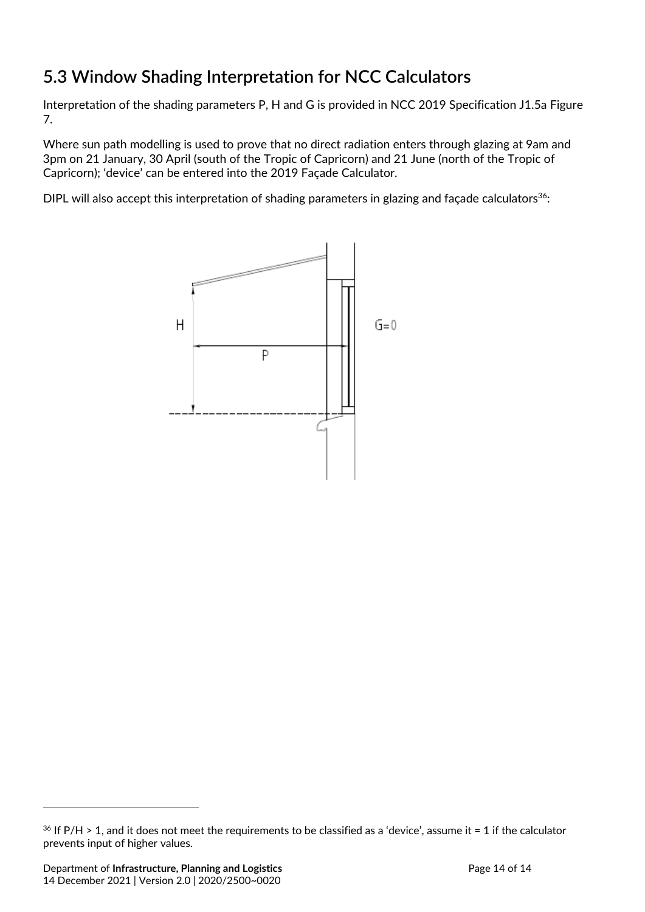## 5.3 Window Shading Interpretation for NCC Calculators

Interpretation of the shading parameters P, H and G is provided in NCC 2019 Specification J1.5a Figure 7.

Where sun path modelling is used to prove that no direct radiation enters through glazing at 9am and 3pm on 21 January, 30 April (south of the Tropic of Capricorn) and 21 June (north of the Tropic of Capricorn); 'device' can be entered into the 2019 Façade Calculator.

DIPL will also accept this interpretation of shading parameters in glazing and façade calculators[36]:

H

P

G=0

---

[36] If P/H > 1, and it does not meet the requirements to be classified as a 'device', assume it = 1 if the calculator prevents input of higher values.